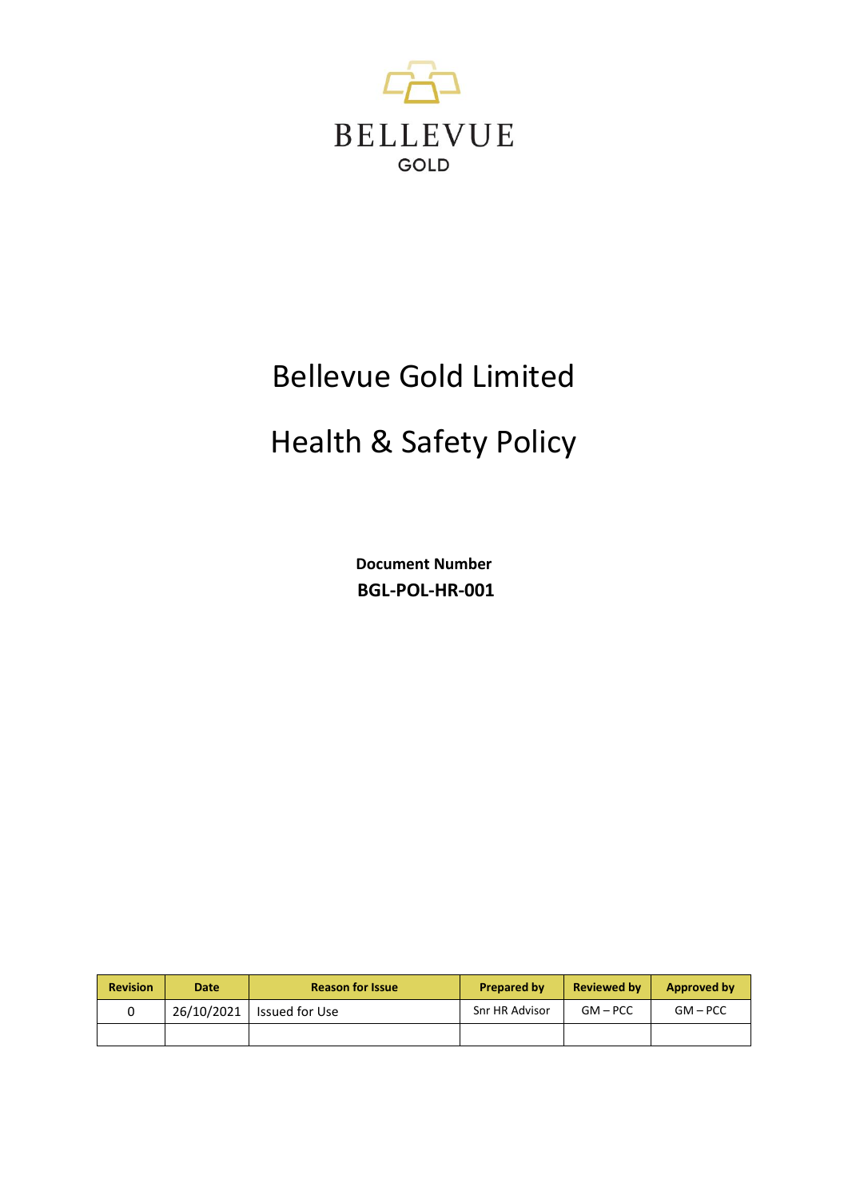BELLEVUE

GOLD

# Bellevue Gold Limited

# Health & Safety Policy

**Document Number**

**BGL-POL-HR-001**

| Revision | Date | Reason for Issue | Prepared by | Reviewed by | Approved by |
|---|---|---|---|---|---|
| 0 | 26/10/2021 | Issued for Use | Snr HR Advisor | GM – PCC | GM – PCC |
| | | | | | |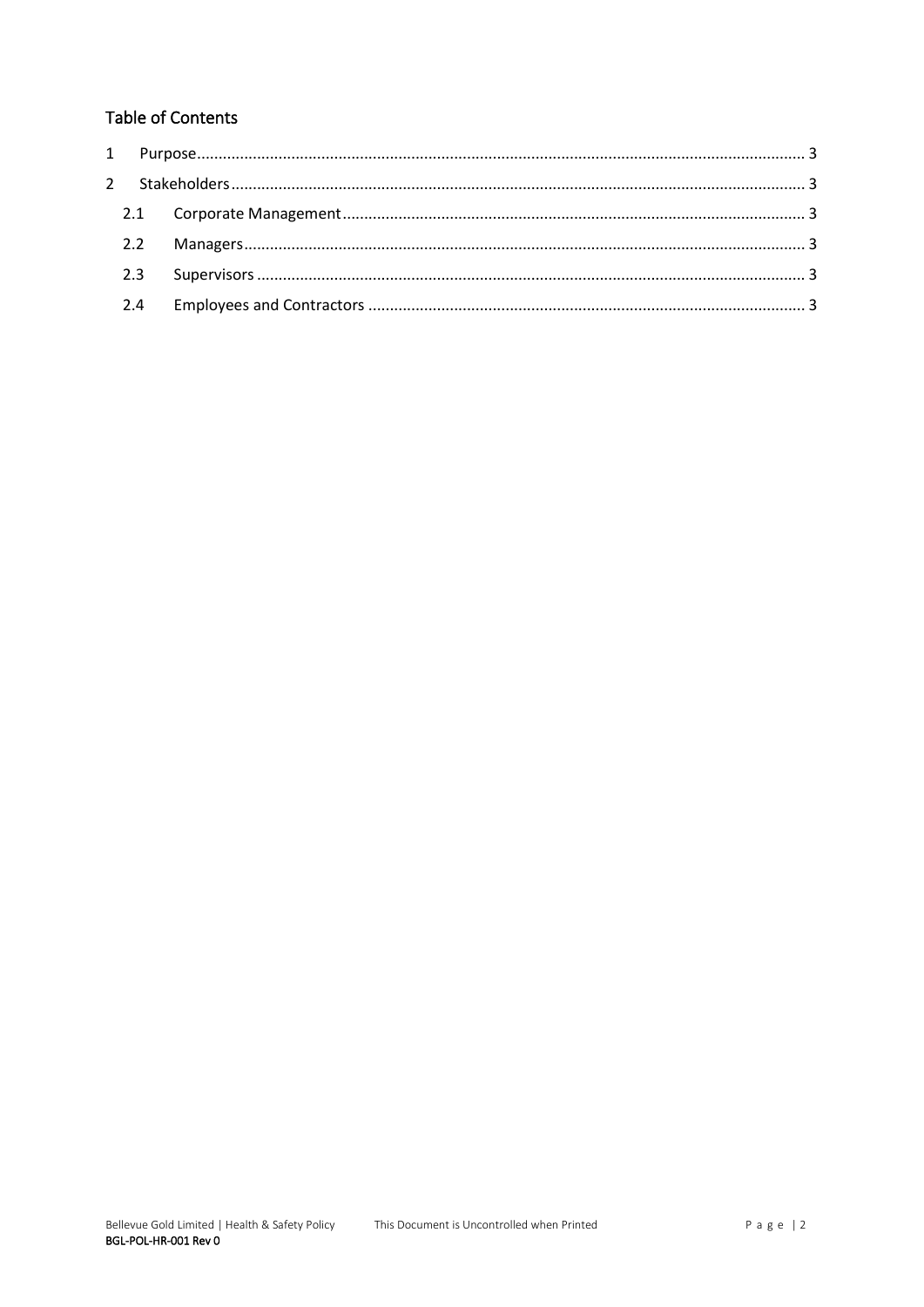## Table of Contents

1 Purpose ........................................................................................................................................ 3

2 Stakeholders ................................................................................................................................ 3

- 2.1 Corporate Management ...................................................................................................... 3
- 2.2 Managers ............................................................................................................................ 3
- 2.3 Supervisors ......................................................................................................................... 3
- 2.4 Employees and Contractors ................................................................................................ 3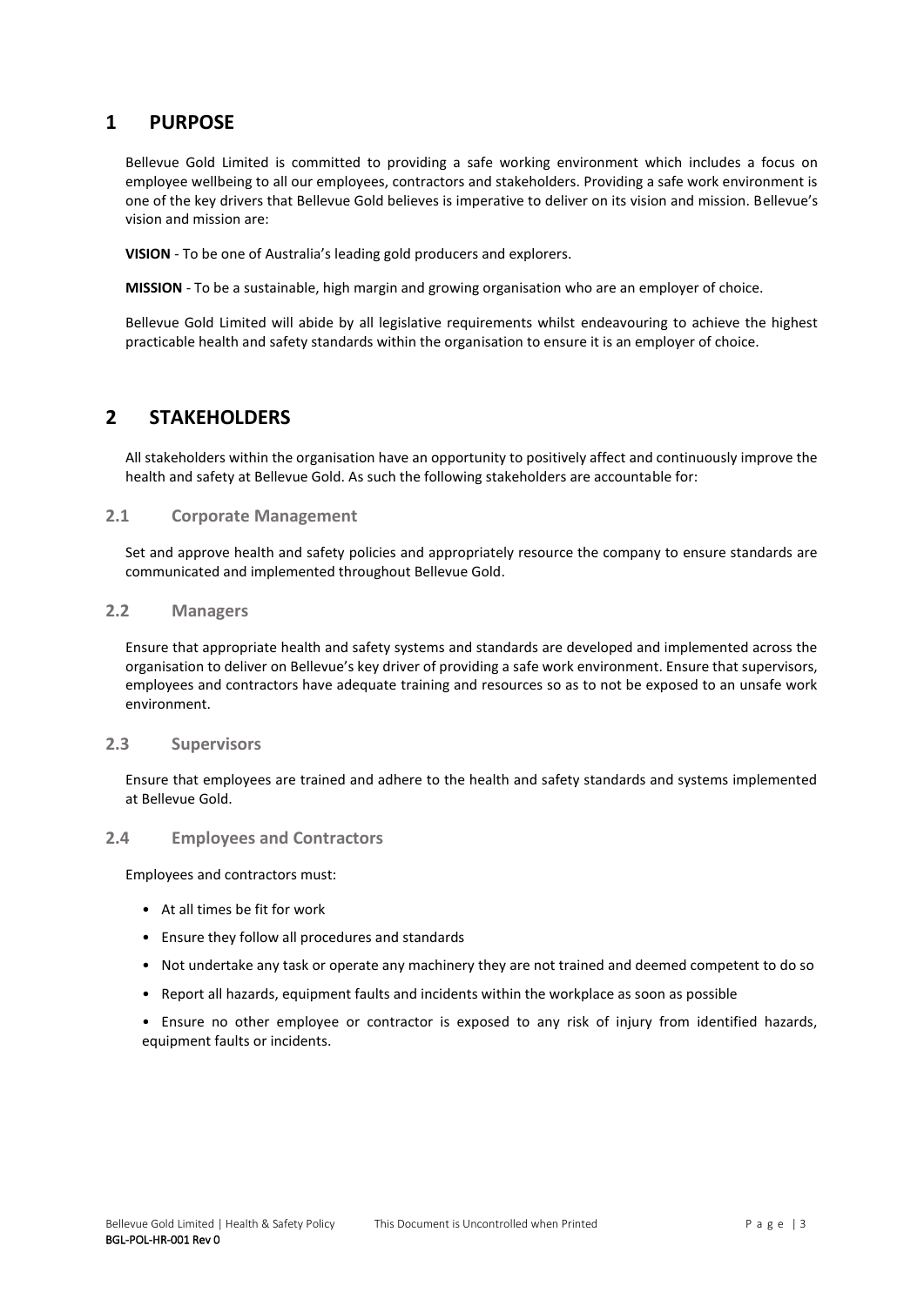# 1 PURPOSE

Bellevue Gold Limited is committed to providing a safe working environment which includes a focus on employee wellbeing to all our employees, contractors and stakeholders. Providing a safe work environment is one of the key drivers that Bellevue Gold believes is imperative to deliver on its vision and mission. Bellevue's vision and mission are:

**VISION** - To be one of Australia's leading gold producers and explorers.

**MISSION** - To be a sustainable, high margin and growing organisation who are an employer of choice.

Bellevue Gold Limited will abide by all legislative requirements whilst endeavouring to achieve the highest practicable health and safety standards within the organisation to ensure it is an employer of choice.

# 2 STAKEHOLDERS

All stakeholders within the organisation have an opportunity to positively affect and continuously improve the health and safety at Bellevue Gold. As such the following stakeholders are accountable for:

## 2.1 Corporate Management

Set and approve health and safety policies and appropriately resource the company to ensure standards are communicated and implemented throughout Bellevue Gold.

## 2.2 Managers

Ensure that appropriate health and safety systems and standards are developed and implemented across the organisation to deliver on Bellevue's key driver of providing a safe work environment. Ensure that supervisors, employees and contractors have adequate training and resources so as to not be exposed to an unsafe work environment.

## 2.3 Supervisors

Ensure that employees are trained and adhere to the health and safety standards and systems implemented at Bellevue Gold.

## 2.4 Employees and Contractors

Employees and contractors must:

- At all times be fit for work
- Ensure they follow all procedures and standards
- Not undertake any task or operate any machinery they are not trained and deemed competent to do so
- Report all hazards, equipment faults and incidents within the workplace as soon as possible
- Ensure no other employee or contractor is exposed to any risk of injury from identified hazards, equipment faults or incidents.